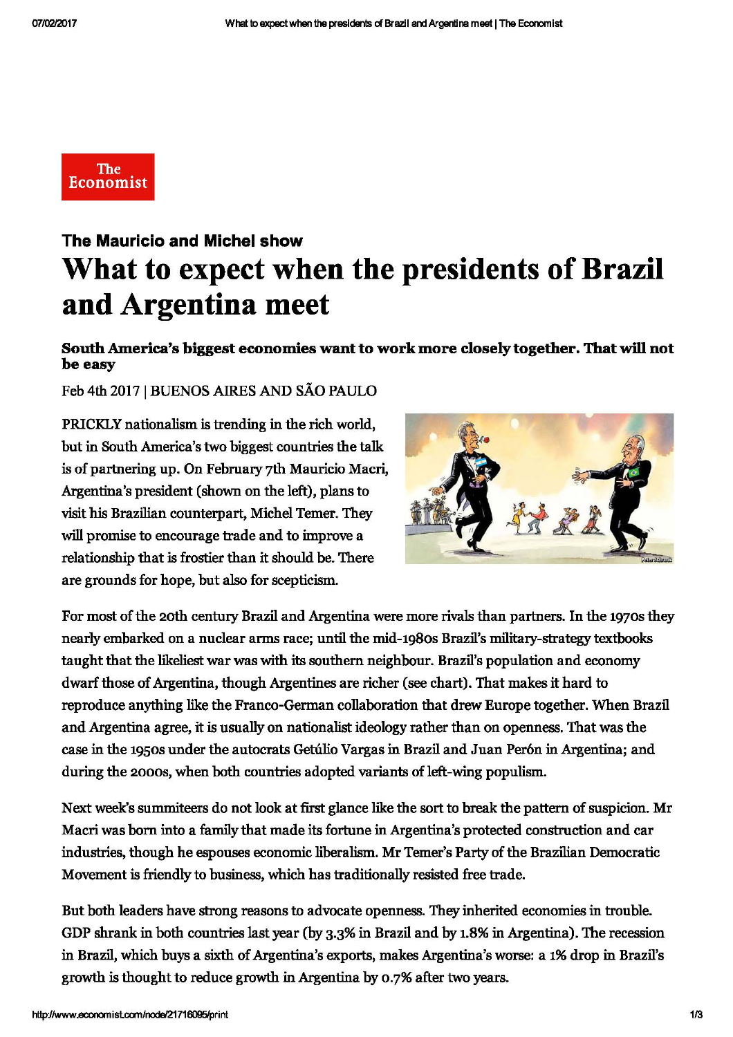The Economist

**The Mauricio and Michel show**

# What to expect when the presidents of Brazil and Argentina meet

**South America's biggest economies want to work more closely together. That will not be easy**

Feb 4th 2017 | BUENOS AIRES AND SÃO PAULO

PRICKLY nationalism is trending in the rich world, but in South America's two biggest countries the talk is of partnering up. On February 7th Mauricio Macri, Argentina's president (shown on the left), plans to visit his Brazilian counterpart, Michel Temer. They will promise to encourage trade and to improve a relationship that is frostier than it should be. There are grounds for hope, but also for scepticism.

For most of the 20th century Brazil and Argentina were more rivals than partners. In the 1970s they nearly embarked on a nuclear arms race; until the mid-1980s Brazil's military-strategy textbooks taught that the likeliest war was with its southern neighbour. Brazil's population and economy dwarf those of Argentina, though Argentines are richer (see chart). That makes it hard to reproduce anything like the Franco-German collaboration that drew Europe together. When Brazil and Argentina agree, it is usually on nationalist ideology rather than on openness. That was the case in the 1950s under the autocrats Getúlio Vargas in Brazil and Juan Perón in Argentina; and during the 2000s, when both countries adopted variants of left-wing populism.

Next week's summiteers do not look at first glance like the sort to break the pattern of suspicion. Mr Macri was born into a family that made its fortune in Argentina's protected construction and car industries, though he espouses economic liberalism. Mr Temer's Party of the Brazilian Democratic Movement is friendly to business, which has traditionally resisted free trade.

But both leaders have strong reasons to advocate openness. They inherited economies in trouble. GDP shrank in both countries last year (by 3.3% in Brazil and by 1.8% in Argentina). The recession in Brazil, which buys a sixth of Argentina's exports, makes Argentina's worse: a 1% drop in Brazil's growth is thought to reduce growth in Argentina by 0.7% after two years.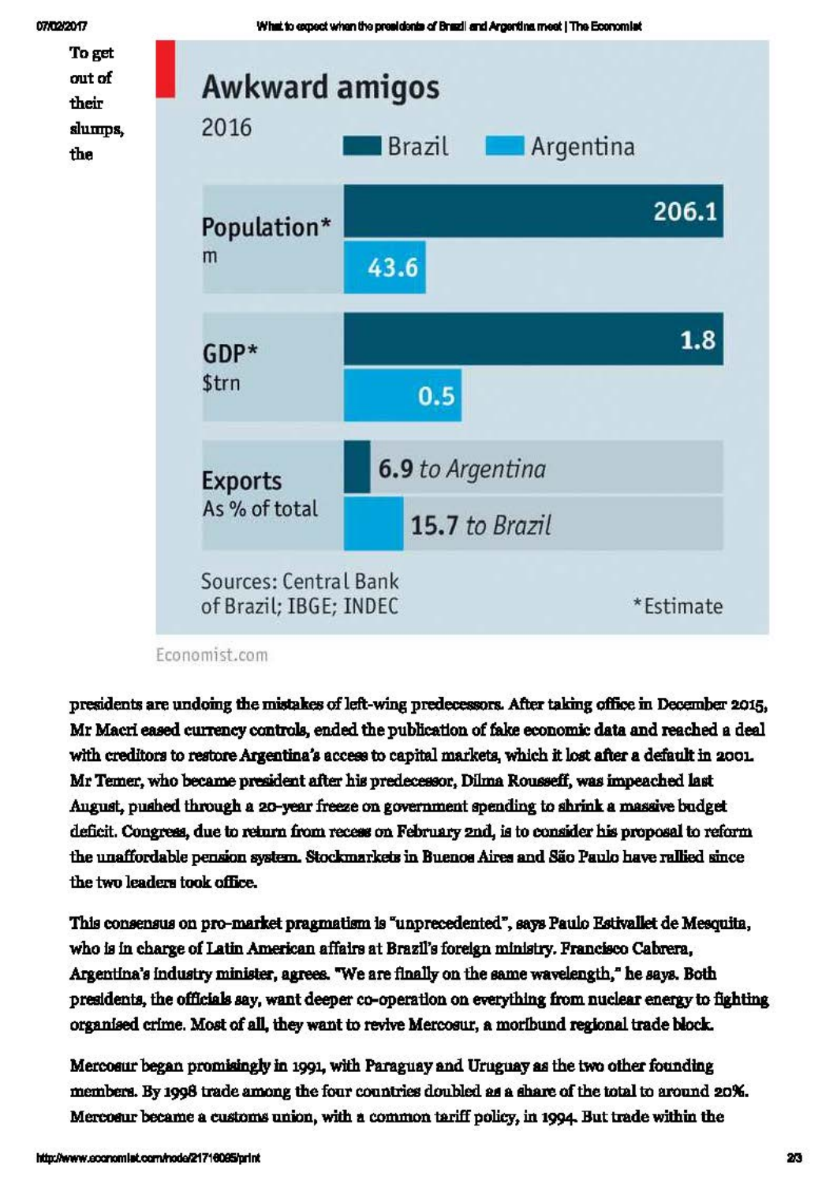To get out of their slumps, the

**Awkward amigos**

2016

| | Brazil | Argentina |
|---|---|---|
| Population* (m) | 206.1 | 43.6 |
| GDP* ($trn) | 1.8 | 0.5 |
| Exports (As % of total) | 6.9 *to Argentina* | 15.7 *to Brazil* |

Sources: Central Bank of Brazil; IBGE; INDEC

*Estimate

Economist.com

presidents are undoing the mistakes of left-wing predecessors. After taking office in December 2015, Mr Macri eased currency controls, ended the publication of fake economic data and reached a deal with creditors to restore Argentina's access to capital markets, which it lost after a default in 2001. Mr Temer, who became president after his predecessor, Dilma Rousseff, was impeached last August, pushed through a 20-year freeze on government spending to shrink a massive budget deficit. Congress, due to return from recess on February 2nd, is to consider his proposal to reform the unaffordable pension system. Stockmarkets in Buenos Aires and São Paulo have rallied since the two leaders took office.

This consensus on pro-market pragmatism is "unprecedented", says Paulo Estivallet de Mesquita, who is in charge of Latin American affairs at Brazil's foreign ministry. Francisco Cabrera, Argentina's industry minister, agrees. "We are finally on the same wavelength," he says. Both presidents, the officials say, want deeper co-operation on everything from nuclear energy to fighting organised crime. Most of all, they want to revive Mercosur, a moribund regional trade block.

Mercosur began promisingly in 1991, with Paraguay and Uruguay as the two other founding members. By 1998 trade among the four countries doubled as a share of the total to around 20%. Mercosur became a customs union, with a common tariff policy, in 1994. But trade within the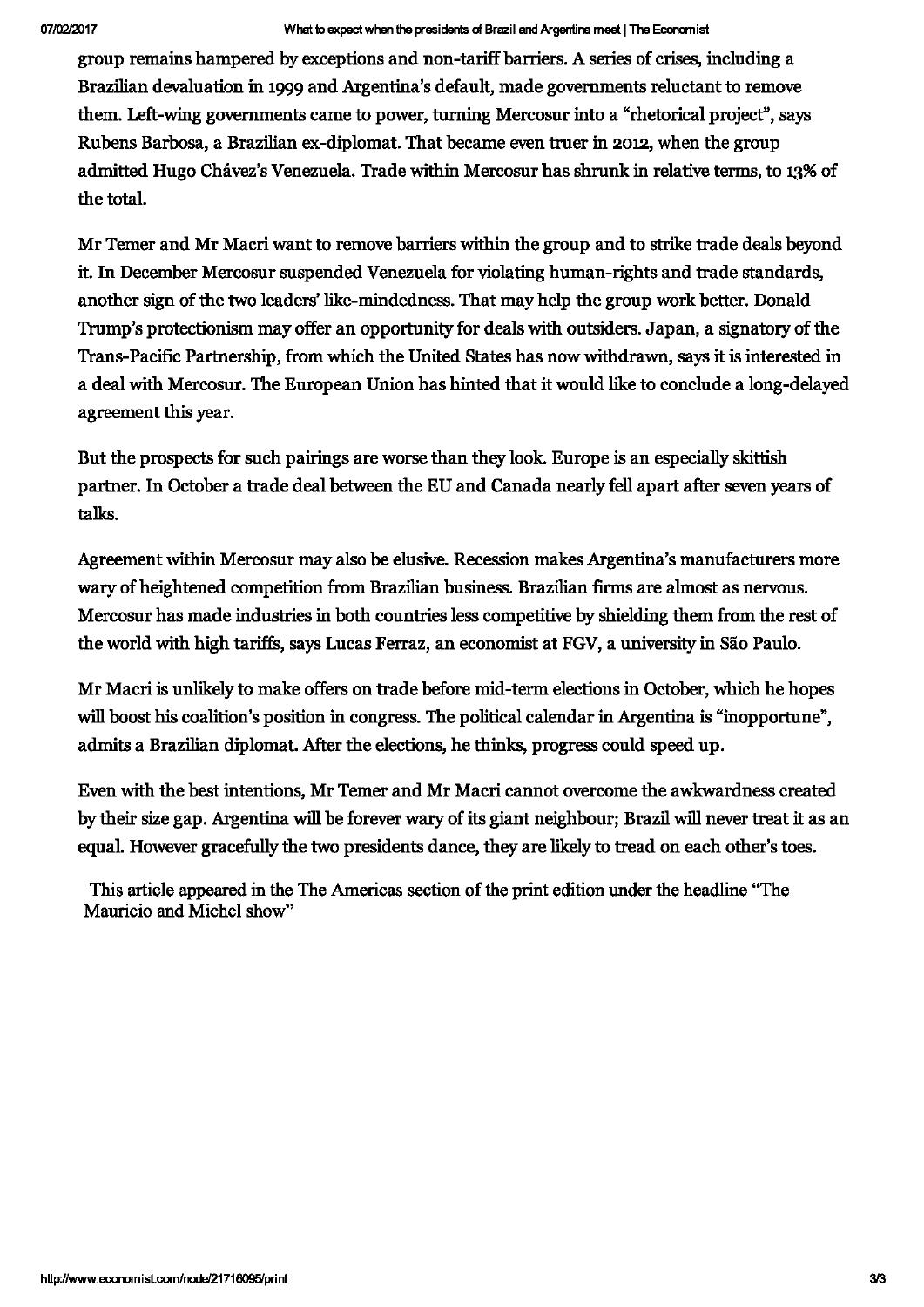group remains hampered by exceptions and non-tariff barriers. A series of crises, including a Brazilian devaluation in 1999 and Argentina's default, made governments reluctant to remove them. Left-wing governments came to power, turning Mercosur into a "rhetorical project", says Rubens Barbosa, a Brazilian ex-diplomat. That became even truer in 2012, when the group admitted Hugo Chávez's Venezuela. Trade within Mercosur has shrunk in relative terms, to 13% of the total.

Mr Temer and Mr Macri want to remove barriers within the group and to strike trade deals beyond it. In December Mercosur suspended Venezuela for violating human-rights and trade standards, another sign of the two leaders' like-mindedness. That may help the group work better. Donald Trump's protectionism may offer an opportunity for deals with outsiders. Japan, a signatory of the Trans-Pacific Partnership, from which the United States has now withdrawn, says it is interested in a deal with Mercosur. The European Union has hinted that it would like to conclude a long-delayed agreement this year.

But the prospects for such pairings are worse than they look. Europe is an especially skittish partner. In October a trade deal between the EU and Canada nearly fell apart after seven years of talks.

Agreement within Mercosur may also be elusive. Recession makes Argentina's manufacturers more wary of heightened competition from Brazilian business. Brazilian firms are almost as nervous. Mercosur has made industries in both countries less competitive by shielding them from the rest of the world with high tariffs, says Lucas Ferraz, an economist at FGV, a university in São Paulo.

Mr Macri is unlikely to make offers on trade before mid-term elections in October, which he hopes will boost his coalition's position in congress. The political calendar in Argentina is "inopportune", admits a Brazilian diplomat. After the elections, he thinks, progress could speed up.

Even with the best intentions, Mr Temer and Mr Macri cannot overcome the awkwardness created by their size gap. Argentina will be forever wary of its giant neighbour; Brazil will never treat it as an equal. However gracefully the two presidents dance, they are likely to tread on each other's toes.

This article appeared in the The Americas section of the print edition under the headline "The Mauricio and Michel show"